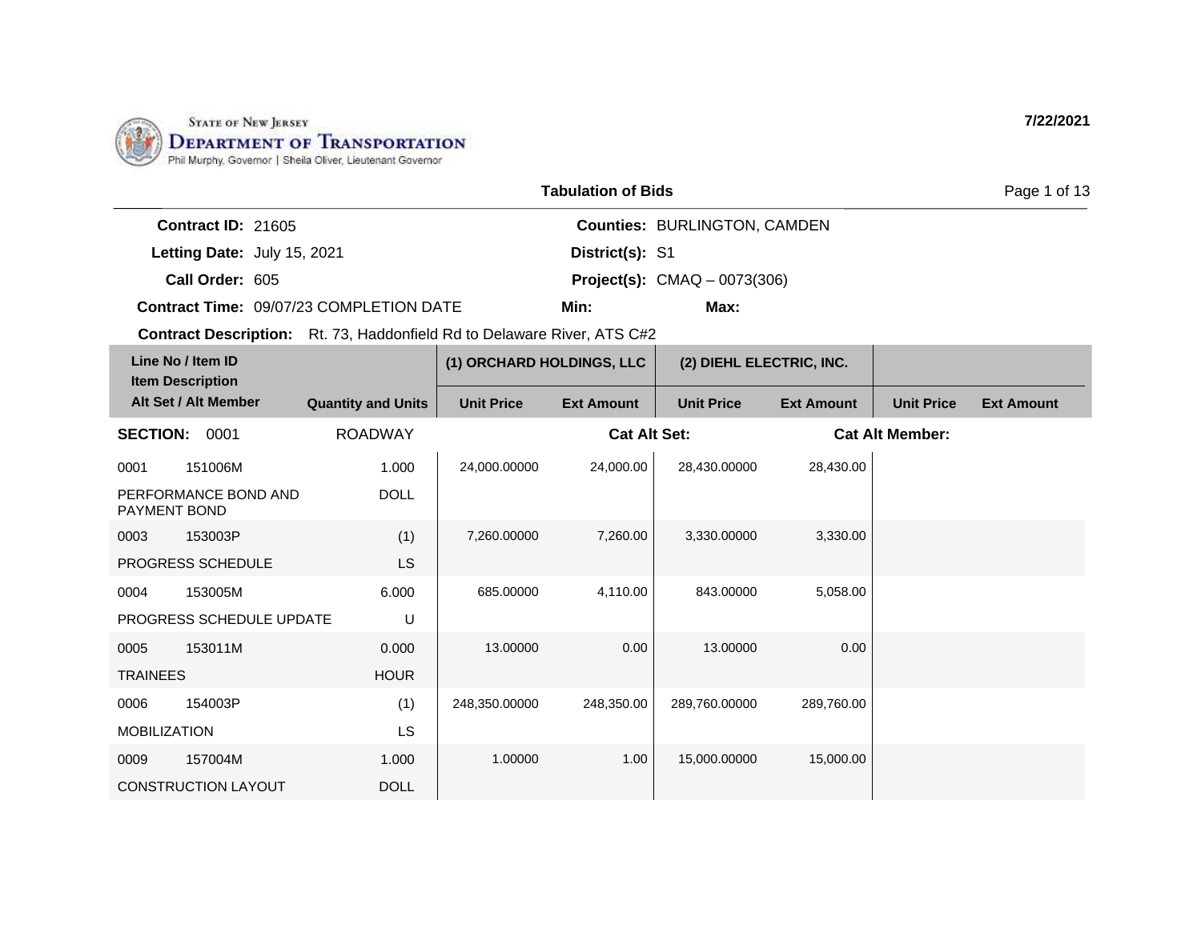State of New Jersey
Department of Transportation
Phil Murphy, Governor | Sheila Oliver, Lieutenant Governor

7/22/2021

## Tabulation of Bids

**Contract ID:** 21605
**Letting Date:** July 15, 2021
**Call Order:** 605
**Contract Time:** 09/07/23 COMPLETION DATE

**Counties:** BURLINGTON, CAMDEN
**District(s):** S1
**Project(s):** CMAQ – 0073(306)
**Min:**
**Max:**

**Contract Description:** Rt. 73, Haddonfield Rd to Delaware River, ATS C#2

| Line No / Item ID / Item Description / Alt Set / Alt Member | Quantity and Units | (1) ORCHARD HOLDINGS, LLC | | (2) DIEHL ELECTRIC, INC. | | | |
|---|---|---|---|---|---|---|---|
| | | Unit Price | Ext Amount | Unit Price | Ext Amount | Unit Price | Ext Amount |
| **SECTION: 0001** | ROADWAY | | **Cat Alt Set:** | | **Cat Alt Member:** | | |
| 0001 151006M PERFORMANCE BOND AND PAYMENT BOND | 1.000 DOLL | 24,000.00000 | 24,000.00 | 28,430.00000 | 28,430.00 | | |
| 0003 153003P PROGRESS SCHEDULE | (1) LS | 7,260.00000 | 7,260.00 | 3,330.00000 | 3,330.00 | | |
| 0004 153005M PROGRESS SCHEDULE UPDATE | 6.000 U | 685.00000 | 4,110.00 | 843.00000 | 5,058.00 | | |
| 0005 153011M TRAINEES | 0.000 HOUR | 13.00000 | 0.00 | 13.00000 | 0.00 | | |
| 0006 154003P MOBILIZATION | (1) LS | 248,350.00000 | 248,350.00 | 289,760.00000 | 289,760.00 | | |
| 0009 157004M CONSTRUCTION LAYOUT | 1.000 DOLL | 1.00000 | 1.00 | 15,000.00000 | 15,000.00 | | |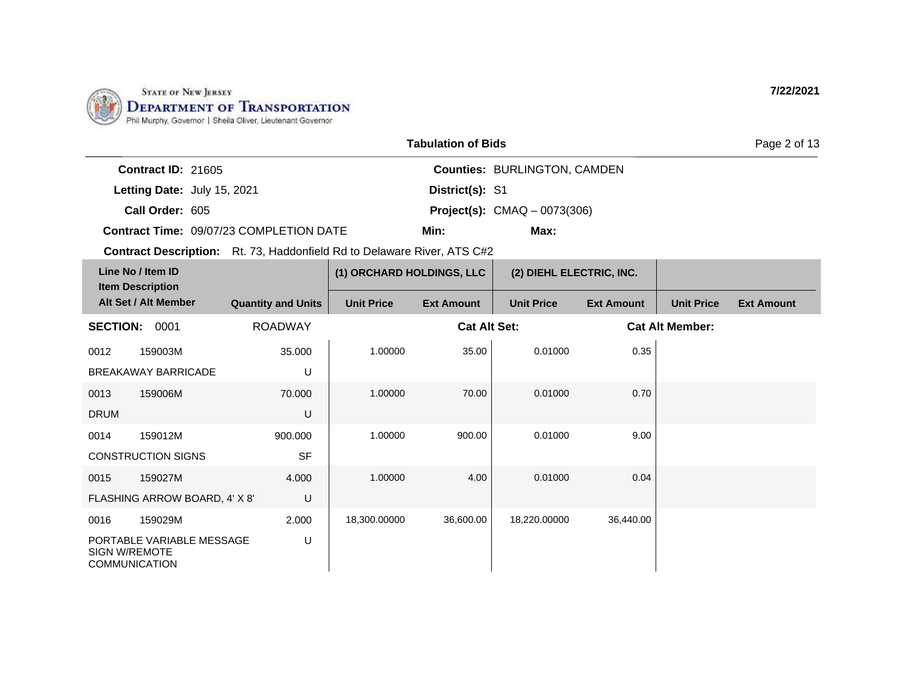State of New Jersey
Department of Transportation
Phil Murphy, Governor | Sheila Oliver, Lieutenant Governor

7/22/2021

## Tabulation of Bids

**Contract ID:** 21605
**Letting Date:** July 15, 2021
**Call Order:** 605
**Contract Time:** 09/07/23 COMPLETION DATE

**Counties:** BURLINGTON, CAMDEN
**District(s):** S1
**Project(s):** CMAQ – 0073(306)
**Min:**
**Max:**

**Contract Description:** Rt. 73, Haddonfield Rd to Delaware River, ATS C#2

| Line No / Item ID / Item Description / Alt Set / Alt Member | Quantity and Units | (1) ORCHARD HOLDINGS, LLC Unit Price | (1) ORCHARD HOLDINGS, LLC Ext Amount | (2) DIEHL ELECTRIC, INC. Unit Price | (2) DIEHL ELECTRIC, INC. Ext Amount | Unit Price | Ext Amount |
|---|---|---|---|---|---|---|---|
| **SECTION: 0001** | ROADWAY | | Cat Alt Set: | | Cat Alt Member: | | |
| 0012 159003M BREAKAWAY BARRICADE | 35.000 U | 1.00000 | 35.00 | 0.01000 | 0.35 | | |
| 0013 159006M DRUM | 70.000 U | 1.00000 | 70.00 | 0.01000 | 0.70 | | |
| 0014 159012M CONSTRUCTION SIGNS | 900.000 SF | 1.00000 | 900.00 | 0.01000 | 9.00 | | |
| 0015 159027M FLASHING ARROW BOARD, 4' X 8' | 4.000 U | 1.00000 | 4.00 | 0.01000 | 0.04 | | |
| 0016 159029M PORTABLE VARIABLE MESSAGE SIGN W/REMOTE COMMUNICATION | 2.000 U | 18,300.00000 | 36,600.00 | 18,220.00000 | 36,440.00 | | |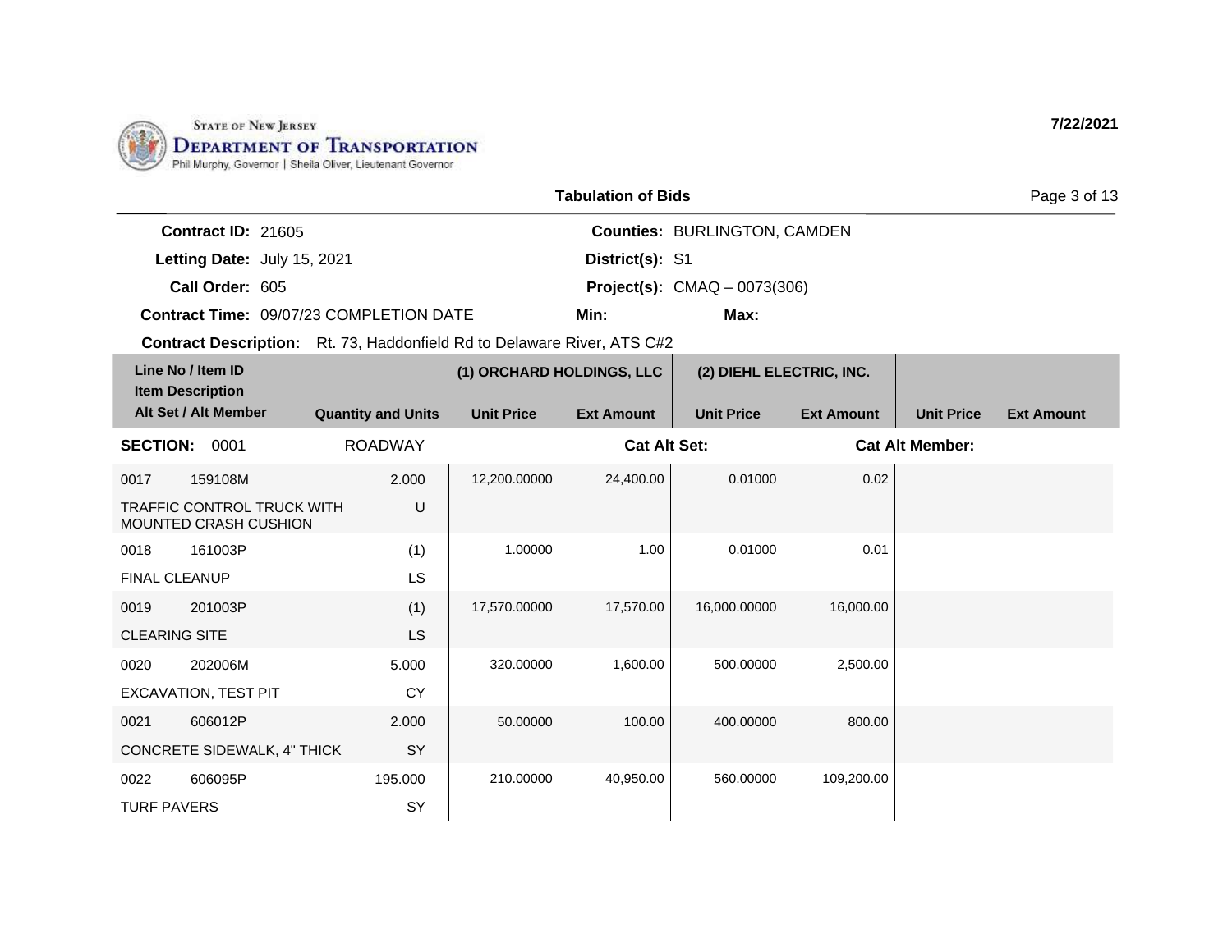State of New Jersey
**Department of Transportation**
Phil Murphy, Governor | Sheila Oliver, Lieutenant Governor

**7/22/2021**

## Tabulation of Bids

**Contract ID:** 21605
**Letting Date:** July 15, 2021
**Call Order:** 605
**Contract Time:** 09/07/23 COMPLETION DATE

**Counties:** BURLINGTON, CAMDEN
**District(s):** S1
**Project(s):** CMAQ – 0073(306)
**Min:**
**Max:**

**Contract Description:** Rt. 73, Haddonfield Rd to Delaware River, ATS C#2

| Line No / Item ID / Item Description / Alt Set / Alt Member | Quantity and Units | (1) ORCHARD HOLDINGS, LLC | | (2) DIEHL ELECTRIC, INC. | | | |
|---|---|---|---|---|---|---|---|
| | | Unit Price | Ext Amount | Unit Price | Ext Amount | Unit Price | Ext Amount |
| **SECTION: 0001** | ROADWAY | | **Cat Alt Set:** | | **Cat Alt Member:** | | |
| 0017 159108M TRAFFIC CONTROL TRUCK WITH MOUNTED CRASH CUSHION | 2.000 U | 12,200.00000 | 24,400.00 | 0.01000 | 0.02 | | |
| 0018 161003P FINAL CLEANUP | (1) LS | 1.00000 | 1.00 | 0.01000 | 0.01 | | |
| 0019 201003P CLEARING SITE | (1) LS | 17,570.00000 | 17,570.00 | 16,000.00000 | 16,000.00 | | |
| 0020 202006M EXCAVATION, TEST PIT | 5.000 CY | 320.00000 | 1,600.00 | 500.00000 | 2,500.00 | | |
| 0021 606012P CONCRETE SIDEWALK, 4" THICK | 2.000 SY | 50.00000 | 100.00 | 400.00000 | 800.00 | | |
| 0022 606095P TURF PAVERS | 195.000 SY | 210.00000 | 40,950.00 | 560.00000 | 109,200.00 | | |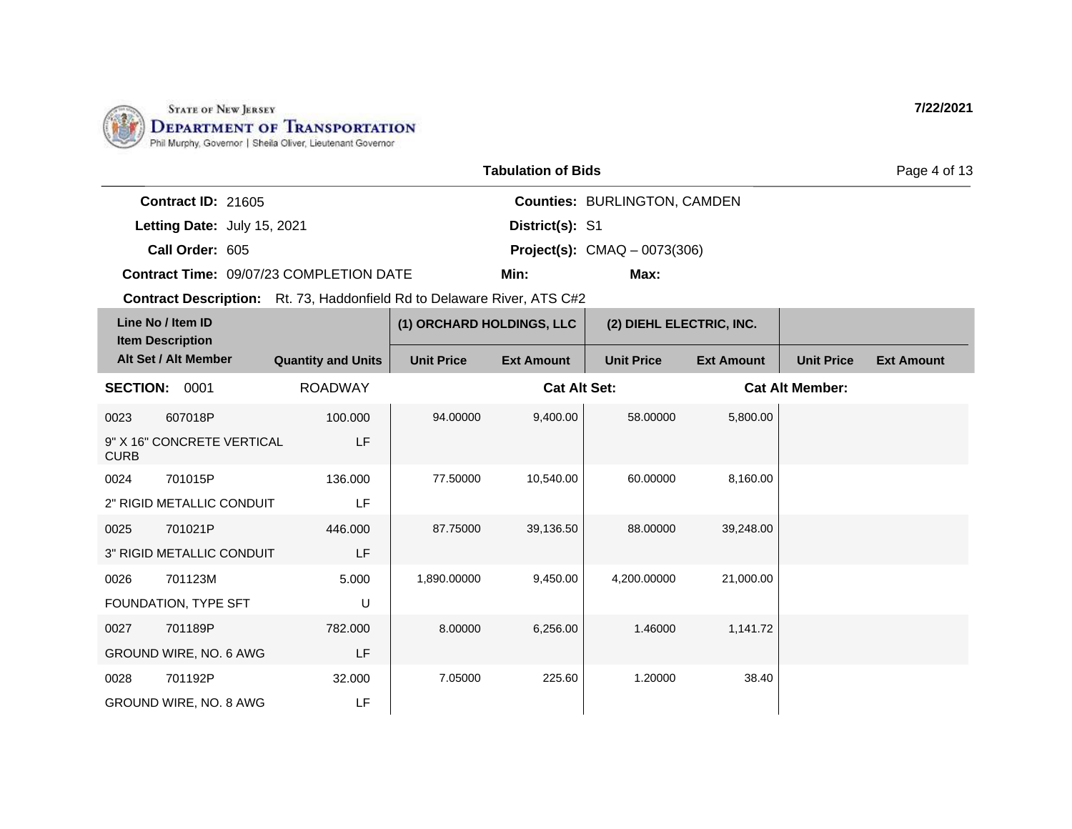State of New Jersey
**Department of Transportation**
Phil Murphy, Governor | Sheila Oliver, Lieutenant Governor

**7/22/2021**

**Tabulation of Bids**

**Contract ID:** 21605
**Letting Date:** July 15, 2021
**Call Order:** 605
**Contract Time:** 09/07/23 COMPLETION DATE

**Counties:** BURLINGTON, CAMDEN
**District(s):** S1
**Project(s):** CMAQ – 0073(306)
**Min:**
**Max:**

**Contract Description:** Rt. 73, Haddonfield Rd to Delaware River, ATS C#2

| Line No / Item ID / Item Description / Alt Set / Alt Member | Quantity and Units | (1) ORCHARD HOLDINGS, LLC Unit Price | (1) ORCHARD HOLDINGS, LLC Ext Amount | (2) DIEHL ELECTRIC, INC. Unit Price | (2) DIEHL ELECTRIC, INC. Ext Amount | Unit Price | Ext Amount |
|---|---|---|---|---|---|---|---|
| **SECTION: 0001** | ROADWAY | | **Cat Alt Set:** | | | **Cat Alt Member:** | |
| 0023 607018P 9" X 16" CONCRETE VERTICAL CURB | 100.000 LF | 94.00000 | 9,400.00 | 58.00000 | 5,800.00 | | |
| 0024 701015P 2" RIGID METALLIC CONDUIT | 136.000 LF | 77.50000 | 10,540.00 | 60.00000 | 8,160.00 | | |
| 0025 701021P 3" RIGID METALLIC CONDUIT | 446.000 LF | 87.75000 | 39,136.50 | 88.00000 | 39,248.00 | | |
| 0026 701123M FOUNDATION, TYPE SFT | 5.000 U | 1,890.00000 | 9,450.00 | 4,200.00000 | 21,000.00 | | |
| 0027 701189P GROUND WIRE, NO. 6 AWG | 782.000 LF | 8.00000 | 6,256.00 | 1.46000 | 1,141.72 | | |
| 0028 701192P GROUND WIRE, NO. 8 AWG | 32.000 LF | 7.05000 | 225.60 | 1.20000 | 38.40 | | |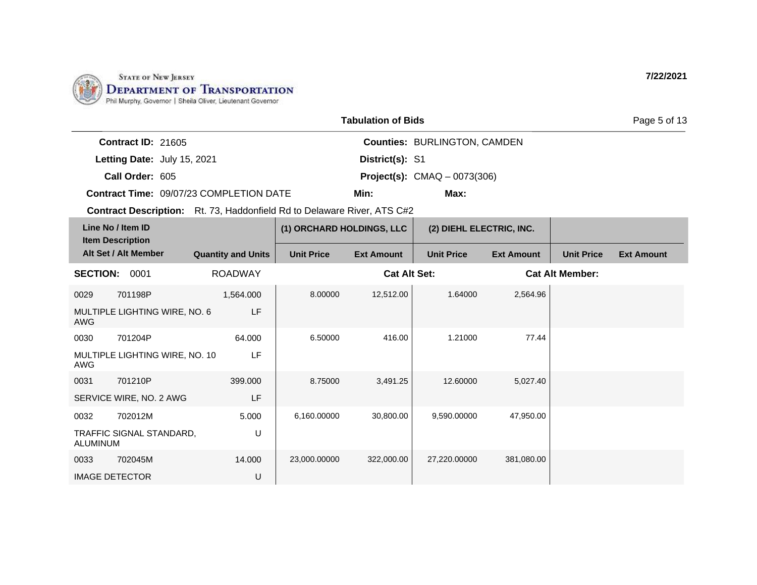State of New Jersey
Department of Transportation
Phil Murphy, Governor | Sheila Oliver, Lieutenant Governor

7/22/2021

## Tabulation of Bids

**Contract ID:** 21605
**Letting Date:** July 15, 2021
**Call Order:** 605
**Contract Time:** 09/07/23 COMPLETION DATE

**Counties:** BURLINGTON, CAMDEN
**District(s):** S1
**Project(s):** CMAQ – 0073(306)
**Min:**
**Max:**

**Contract Description:** Rt. 73, Haddonfield Rd to Delaware River, ATS C#2

| Line No / Item ID / Item Description / Alt Set / Alt Member | Quantity and Units | (1) ORCHARD HOLDINGS, LLC Unit Price | (1) ORCHARD HOLDINGS, LLC Ext Amount | (2) DIEHL ELECTRIC, INC. Unit Price | (2) DIEHL ELECTRIC, INC. Ext Amount | Unit Price | Ext Amount |
|---|---|---|---|---|---|---|---|
| **SECTION: 0001** | ROADWAY | | **Cat Alt Set:** | | **Cat Alt Member:** | | |
| 0029 701198P | 1,564.000 | 8.00000 | 12,512.00 | 1.64000 | 2,564.96 | | |
| MULTIPLE LIGHTING WIRE, NO. 6 AWG | LF | | | | | | |
| 0030 701204P | 64.000 | 6.50000 | 416.00 | 1.21000 | 77.44 | | |
| MULTIPLE LIGHTING WIRE, NO. 10 AWG | LF | | | | | | |
| 0031 701210P | 399.000 | 8.75000 | 3,491.25 | 12.60000 | 5,027.40 | | |
| SERVICE WIRE, NO. 2 AWG | LF | | | | | | |
| 0032 702012M | 5.000 | 6,160.00000 | 30,800.00 | 9,590.00000 | 47,950.00 | | |
| TRAFFIC SIGNAL STANDARD, ALUMINUM | U | | | | | | |
| 0033 702045M | 14.000 | 23,000.00000 | 322,000.00 | 27,220.00000 | 381,080.00 | | |
| IMAGE DETECTOR | U | | | | | | |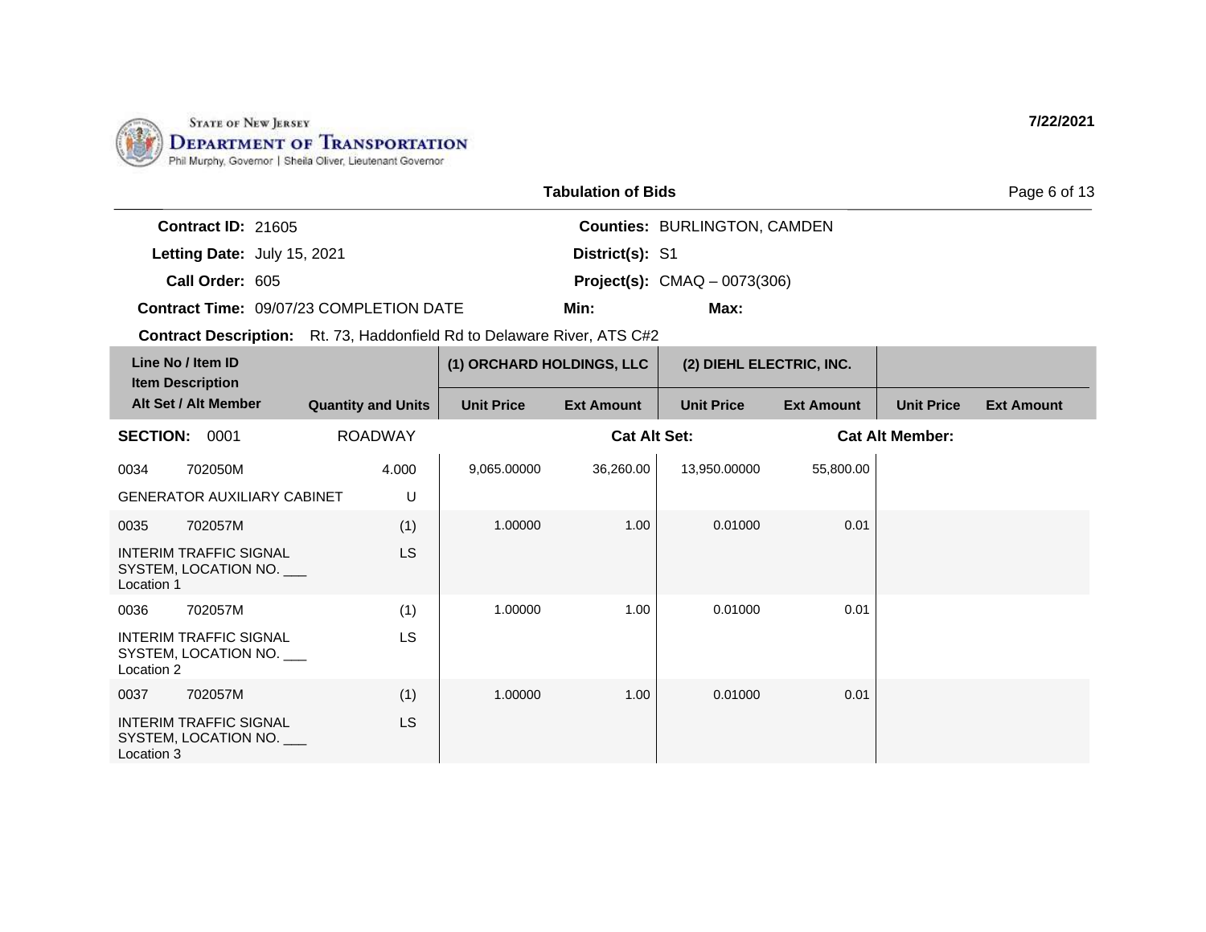State of New Jersey
**Department of Transportation**
Phil Murphy, Governor | Sheila Oliver, Lieutenant Governor

7/22/2021

## Tabulation of Bids

**Contract ID:** 21605
**Letting Date:** July 15, 2021
**Call Order:** 605
**Contract Time:** 09/07/23 COMPLETION DATE

**Counties:** BURLINGTON, CAMDEN
**District(s):** S1
**Project(s):** CMAQ – 0073(306)
**Min:** **Max:**

**Contract Description:** Rt. 73, Haddonfield Rd to Delaware River, ATS C#2

| Line No / Item ID / Item Description / Alt Set / Alt Member | Quantity and Units | (1) ORCHARD HOLDINGS, LLC Unit Price | (1) ORCHARD HOLDINGS, LLC Ext Amount | (2) DIEHL ELECTRIC, INC. Unit Price | (2) DIEHL ELECTRIC, INC. Ext Amount | Unit Price | Ext Amount |
|---|---|---|---|---|---|---|---|
| **SECTION: 0001** ROADWAY | | **Cat Alt Set:** | | | **Cat Alt Member:** | | |
| 0034 702050M GENERATOR AUXILIARY CABINET | 4.000 U | 9,065.00000 | 36,260.00 | 13,950.00000 | 55,800.00 | | |
| 0035 702057M INTERIM TRAFFIC SIGNAL SYSTEM, LOCATION NO. ___ Location 1 | (1) LS | 1.00000 | 1.00 | 0.01000 | 0.01 | | |
| 0036 702057M INTERIM TRAFFIC SIGNAL SYSTEM, LOCATION NO. ___ Location 2 | (1) LS | 1.00000 | 1.00 | 0.01000 | 0.01 | | |
| 0037 702057M INTERIM TRAFFIC SIGNAL SYSTEM, LOCATION NO. ___ Location 3 | (1) LS | 1.00000 | 1.00 | 0.01000 | 0.01 | | |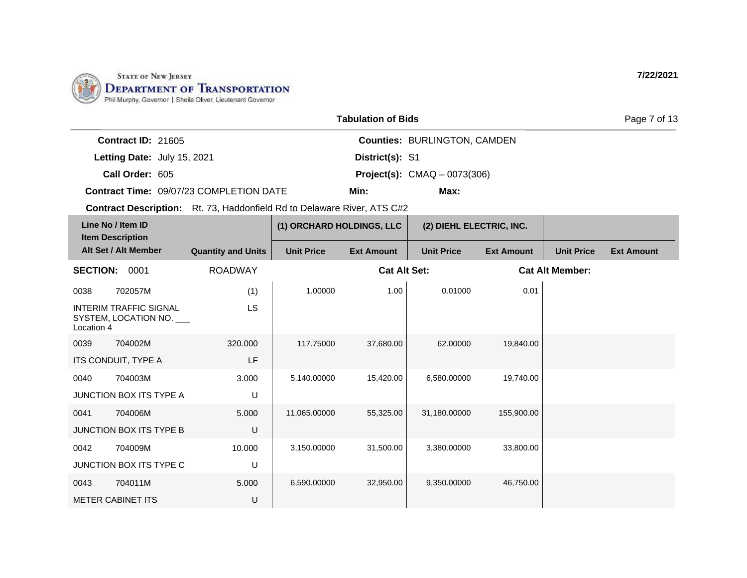**State of New Jersey Department of Transportation**
Phil Murphy, Governor | Sheila Oliver, Lieutenant Governor

7/22/2021

## Tabulation of Bids

**Contract ID:** 21605
**Letting Date:** July 15, 2021
**Call Order:** 605
**Contract Time:** 09/07/23 COMPLETION DATE
**Counties:** BURLINGTON, CAMDEN
**District(s):** S1
**Project(s):** CMAQ – 0073(306)
**Min:**
**Max:**
**Contract Description:** Rt. 73, Haddonfield Rd to Delaware River, ATS C#2

| Line No / Item ID / Item Description / Alt Set / Alt Member | Quantity and Units | (1) ORCHARD HOLDINGS, LLC | | (2) DIEHL ELECTRIC, INC. | | | |
|---|---|---|---|---|---|---|---|
| | | Unit Price | Ext Amount | Unit Price | Ext Amount | Unit Price | Ext Amount |
| **SECTION: 0001** | ROADWAY | | **Cat Alt Set:** | | **Cat Alt Member:** | | |
| 0038 702057M INTERIM TRAFFIC SIGNAL SYSTEM, LOCATION NO. ___ Location 4 | (1) LS | 1.00000 | 1.00 | 0.01000 | 0.01 | | |
| 0039 704002M ITS CONDUIT, TYPE A | 320.000 LF | 117.75000 | 37,680.00 | 62.00000 | 19,840.00 | | |
| 0040 704003M JUNCTION BOX ITS TYPE A | 3.000 U | 5,140.00000 | 15,420.00 | 6,580.00000 | 19,740.00 | | |
| 0041 704006M JUNCTION BOX ITS TYPE B | 5.000 U | 11,065.00000 | 55,325.00 | 31,180.00000 | 155,900.00 | | |
| 0042 704009M JUNCTION BOX ITS TYPE C | 10.000 U | 3,150.00000 | 31,500.00 | 3,380.00000 | 33,800.00 | | |
| 0043 704011M METER CABINET ITS | 5.000 U | 6,590.00000 | 32,950.00 | 9,350.00000 | 46,750.00 | | |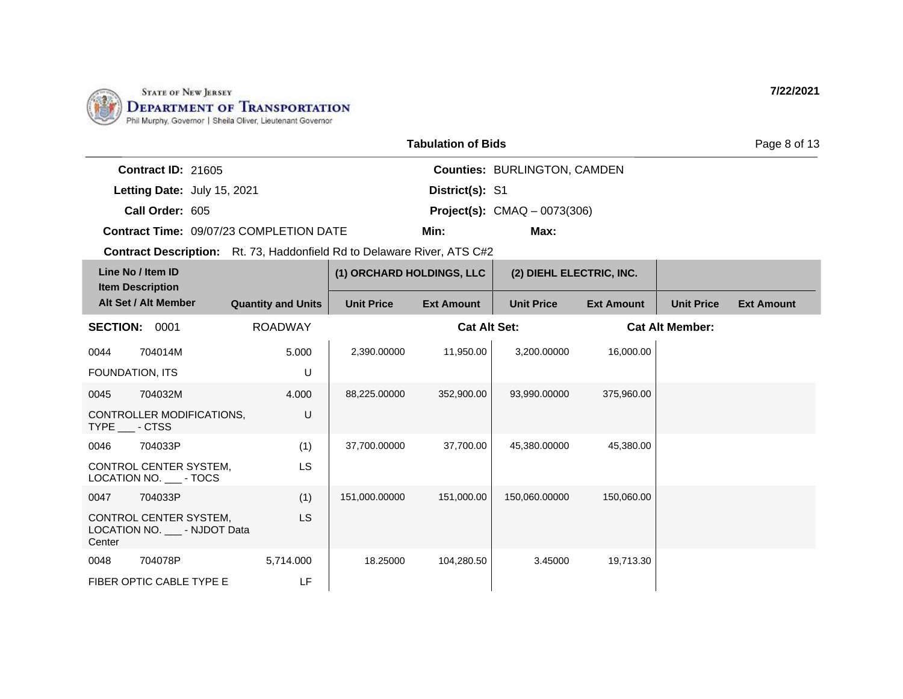State of New Jersey
Department of Transportation
Phil Murphy, Governor | Sheila Oliver, Lieutenant Governor

7/22/2021

**Tabulation of Bids**

**Contract ID:** 21605 | **Counties:** BURLINGTON, CAMDEN
**Letting Date:** July 15, 2021 | **District(s):** S1
**Call Order:** 605 | **Project(s):** CMAQ – 0073(306)
**Contract Time:** 09/07/23 COMPLETION DATE | **Min:** | **Max:**

**Contract Description:** Rt. 73, Haddonfield Rd to Delaware River, ATS C#2

| Line No / Item ID<br>Item Description<br>Alt Set / Alt Member | | Quantity and Units | (1) ORCHARD HOLDINGS, LLC | | (2) DIEHL ELECTRIC, INC. | | | |
|---|---|---|---|---|---|---|---|---|
| | | | Unit Price | Ext Amount | Unit Price | Ext Amount | Unit Price | Ext Amount |
| **SECTION:** 0001 | | ROADWAY | | | **Cat Alt Set:** | | **Cat Alt Member:** | |
| 0044 | 704014M | 5.000 | 2,390.00000 | 11,950.00 | 3,200.00000 | 16,000.00 | | |
| FOUNDATION, ITS | | U | | | | | | |
| 0045 | 704032M | 4.000 | 88,225.00000 | 352,900.00 | 93,990.00000 | 375,960.00 | | |
| CONTROLLER MODIFICATIONS, TYPE ___ - CTSS | | U | | | | | | |
| 0046 | 704033P | (1) | 37,700.00000 | 37,700.00 | 45,380.00000 | 45,380.00 | | |
| CONTROL CENTER SYSTEM, LOCATION NO. ___ - TOCS | | LS | | | | | | |
| 0047 | 704033P | (1) | 151,000.00000 | 151,000.00 | 150,060.00000 | 150,060.00 | | |
| CONTROL CENTER SYSTEM, LOCATION NO. ___ - NJDOT Data Center | | LS | | | | | | |
| 0048 | 704078P | 5,714.000 | 18.25000 | 104,280.50 | 3.45000 | 19,713.30 | | |
| FIBER OPTIC CABLE TYPE E | | LF | | | | | | |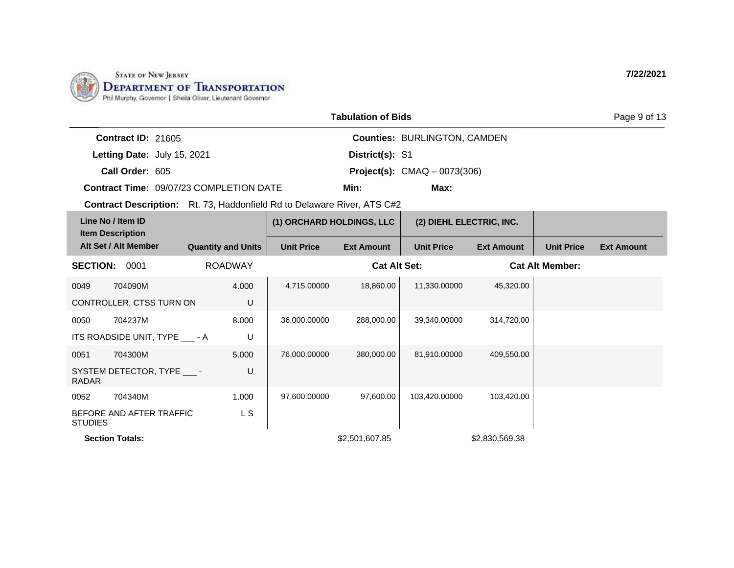STATE OF NEW JERSEY
DEPARTMENT OF TRANSPORTATION
Phil Murphy, Governor | Sheila Oliver, Lieutenant Governor

7/22/2021

## Tabulation of Bids

**Contract ID:** 21605
**Letting Date:** July 15, 2021
**Call Order:** 605
**Contract Time:** 09/07/23 COMPLETION DATE

**Counties:** BURLINGTON, CAMDEN
**District(s):** S1
**Project(s):** CMAQ – 0073(306)
**Min:**
**Max:**

**Contract Description:** Rt. 73, Haddonfield Rd to Delaware River, ATS C#2

| Line No / Item ID / Item Description / Alt Set / Alt Member | Quantity and Units | (1) ORCHARD HOLDINGS, LLC | | (2) DIEHL ELECTRIC, INC. | | | |
|---|---|---|---|---|---|---|---|
| | | Unit Price | Ext Amount | Unit Price | Ext Amount | Unit Price | Ext Amount |
| **SECTION: 0001** | ROADWAY | | **Cat Alt Set:** | | **Cat Alt Member:** | | |
| 0049 704090M CONTROLLER, CTSS TURN ON | 4.000 U | 4,715.00000 | 18,860.00 | 11,330.00000 | 45,320.00 | | |
| 0050 704237M ITS ROADSIDE UNIT, TYPE ___ - A | 8.000 U | 36,000.00000 | 288,000.00 | 39,340.00000 | 314,720.00 | | |
| 0051 704300M SYSTEM DETECTOR, TYPE ___ - RADAR | 5.000 U | 76,000.00000 | 380,000.00 | 81,910.00000 | 409,550.00 | | |
| 0052 704340M BEFORE AND AFTER TRAFFIC STUDIES | 1.000 L S | 97,600.00000 | 97,600.00 | 103,420.00000 | 103,420.00 | | |
| **Section Totals:** | | | $2,501,607.85 | | $2,830,569.38 | | |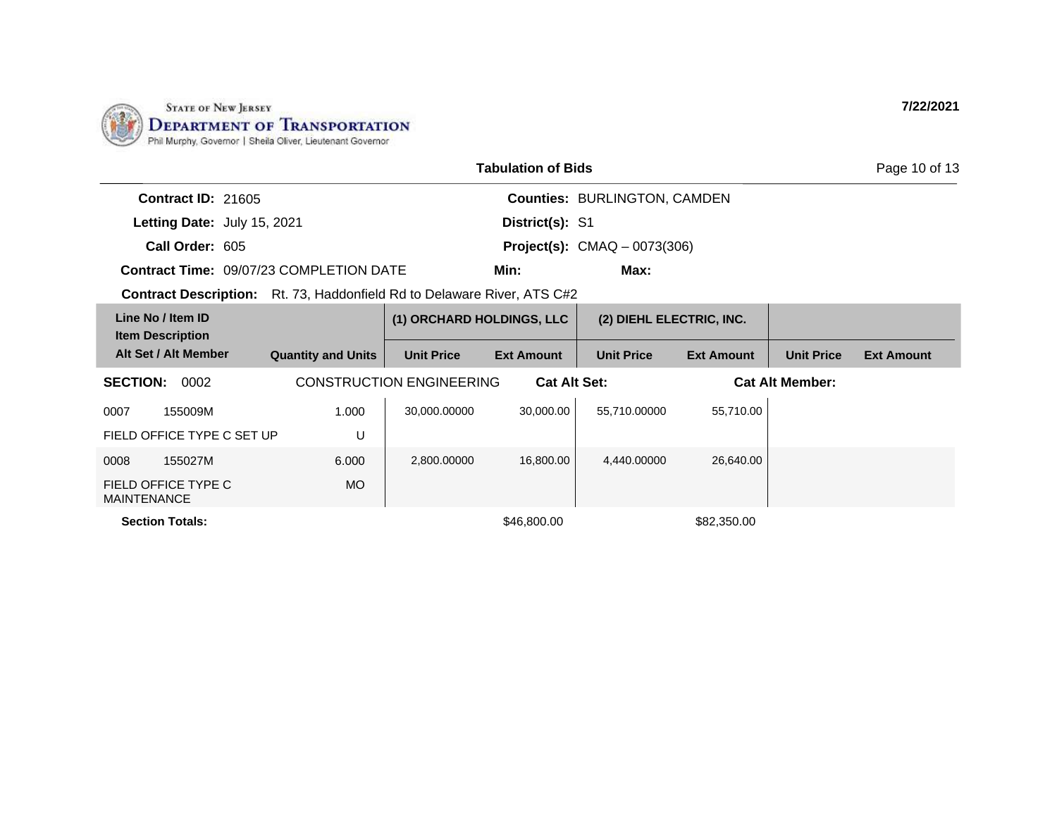State of New Jersey
Department of Transportation
Phil Murphy, Governor | Sheila Oliver, Lieutenant Governor

7/22/2021

## Tabulation of Bids

**Contract ID:** 21605
**Letting Date:** July 15, 2021
**Call Order:** 605
**Contract Time:** 09/07/23 COMPLETION DATE
**Contract Description:** Rt. 73, Haddonfield Rd to Delaware River, ATS C#2

**Counties:** BURLINGTON, CAMDEN
**District(s):** S1
**Project(s):** CMAQ – 0073(306)
**Min:**
**Max:**

| Line No / Item ID<br>Item Description<br>Alt Set / Alt Member | Quantity and Units | (1) ORCHARD HOLDINGS, LLC<br>Unit Price | <br>Ext Amount | (2) DIEHL ELECTRIC, INC.<br>Unit Price | <br>Ext Amount | <br>Unit Price | <br>Ext Amount |
|---|---|---|---|---|---|---|---|
| **SECTION: 0002** CONSTRUCTION ENGINEERING | | | **Cat Alt Set:** | | **Cat Alt Member:** | | |
| 0007 155009M<br>FIELD OFFICE TYPE C SET UP | 1.000<br>U | 30,000.00000 | 30,000.00 | 55,710.00000 | 55,710.00 | | |
| 0008 155027M<br>FIELD OFFICE TYPE C MAINTENANCE | 6.000<br>MO | 2,800.00000 | 16,800.00 | 4,440.00000 | 26,640.00 | | |
| **Section Totals:** | | | $46,800.00 | | $82,350.00 | | |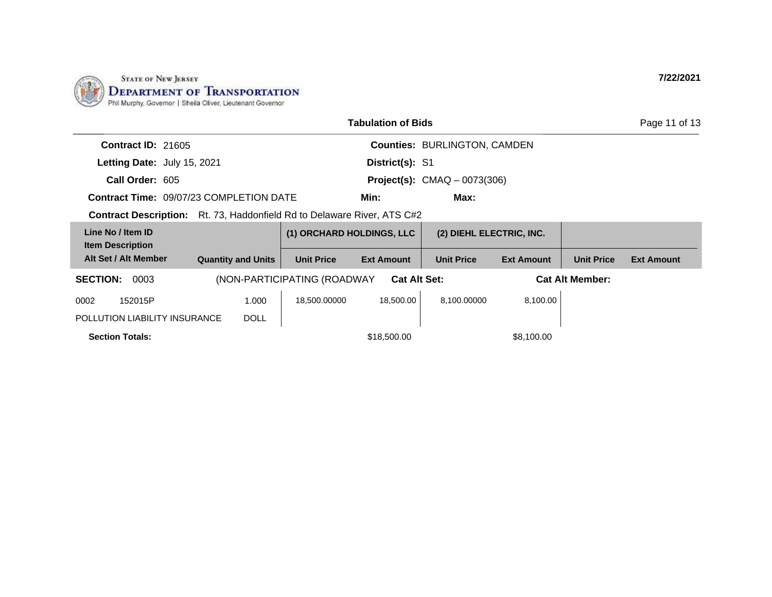State of New Jersey
**Department of Transportation**
Phil Murphy, Governor | Sheila Oliver, Lieutenant Governor

**7/22/2021**

**Tabulation of Bids**

**Contract ID:** 21605
**Letting Date:** July 15, 2021
**Call Order:** 605
**Contract Time:** 09/07/23 COMPLETION DATE
**Contract Description:** Rt. 73, Haddonfield Rd to Delaware River, ATS C#2

**Counties:** BURLINGTON, CAMDEN
**District(s):** S1
**Project(s):** CMAQ – 0073(306)
**Min:**
**Max:**

| Line No / Item ID<br>Item Description<br>Alt Set / Alt Member | Quantity and Units | (1) ORCHARD HOLDINGS, LLC | | (2) DIEHL ELECTRIC, INC. | | | |
|---|---|---|---|---|---|---|---|
| | | Unit Price | Ext Amount | Unit Price | Ext Amount | Unit Price | Ext Amount |
| **SECTION: 0003** | (NON-PARTICIPATING (ROADWAY | | **Cat Alt Set:** | | **Cat Alt Member:** | | |
| 0002 152015P<br>POLLUTION LIABILITY INSURANCE | 1.000<br>DOLL | 18,500.00000 | 18,500.00 | 8,100.00000 | 8,100.00 | | |
| **Section Totals:** | | | $18,500.00 | | $8,100.00 | | |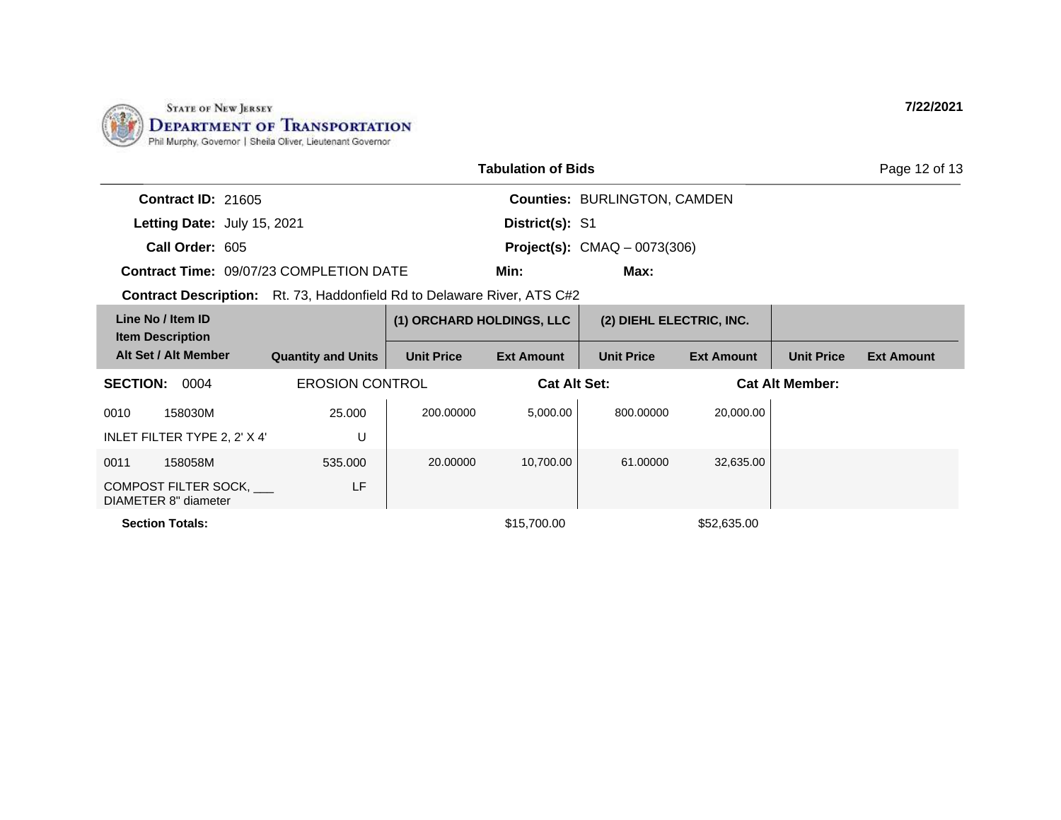STATE OF NEW JERSEY
**DEPARTMENT OF TRANSPORTATION**
Phil Murphy, Governor | Sheila Oliver, Lieutenant Governor

**7/22/2021**

## Tabulation of Bids

**Contract ID:** 21605
**Letting Date:** July 15, 2021
**Call Order:** 605
**Contract Time:** 09/07/23 COMPLETION DATE

**Counties:** BURLINGTON, CAMDEN
**District(s):** S1
**Project(s):** CMAQ – 0073(306)
**Min:**
**Max:**

**Contract Description:** Rt. 73, Haddonfield Rd to Delaware River, ATS C#2

| Line No / Item ID / Item Description / Alt Set / Alt Member | Quantity and Units | (1) ORCHARD HOLDINGS, LLC | | (2) DIEHL ELECTRIC, INC. | | | |
|---|---|---|---|---|---|---|---|
| | | Unit Price | Ext Amount | Unit Price | Ext Amount | Unit Price | Ext Amount |
| **SECTION: 0004** EROSION CONTROL | | **Cat Alt Set:** | | | **Cat Alt Member:** | | |
| 0010 158030M INLET FILTER TYPE 2, 2' X 4' | 25.000 U | 200.00000 | 5,000.00 | 800.00000 | 20,000.00 | | |
| 0011 158058M COMPOST FILTER SOCK, ___ DIAMETER 8" diameter | 535.000 LF | 20.00000 | 10,700.00 | 61.00000 | 32,635.00 | | |
| **Section Totals:** | | | $15,700.00 | | $52,635.00 | | |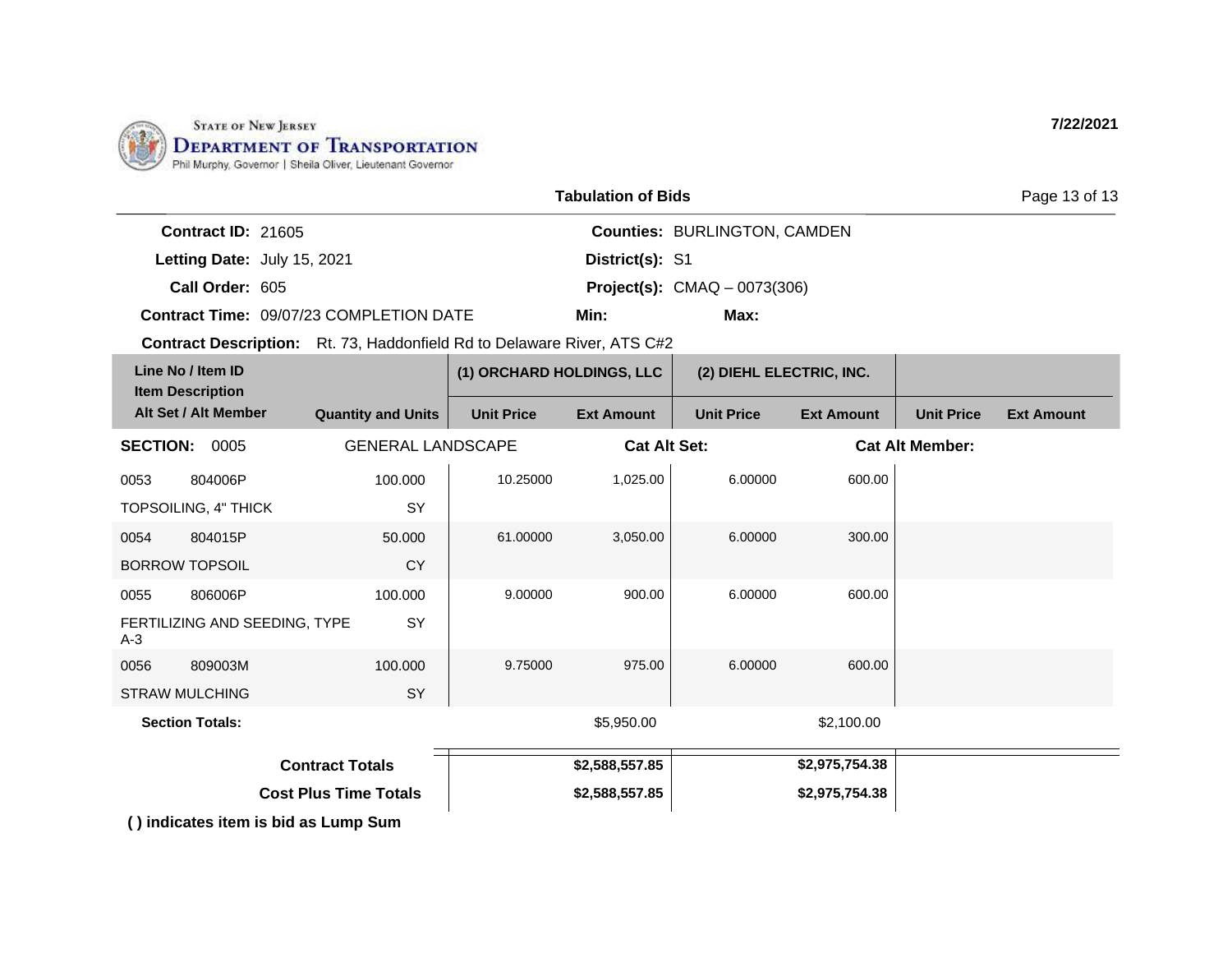STATE OF NEW JERSEY
DEPARTMENT OF TRANSPORTATION
Phil Murphy, Governor | Sheila Oliver, Lieutenant Governor

7/22/2021

## Tabulation of Bids

| | | | |
|---|---|---|---|
| **Contract ID:** | 21605 | **Counties:** | BURLINGTON, CAMDEN |
| **Letting Date:** | July 15, 2021 | **District(s):** | S1 |
| **Call Order:** | 605 | **Project(s):** | CMAQ – 0073(306) |
| **Contract Time:** | 09/07/23 COMPLETION DATE | **Min:** | **Max:** |

**Contract Description:** Rt. 73, Haddonfield Rd to Delaware River, ATS C#2

| Line No / Item ID / Item Description / Alt Set / Alt Member | | Quantity and Units | (1) ORCHARD HOLDINGS, LLC | | (2) DIEHL ELECTRIC, INC. | | | |
|---|---|---|---|---|---|---|---|---|
| | | | Unit Price | Ext Amount | Unit Price | Ext Amount | Unit Price | Ext Amount |
| **SECTION:** 0005 | | GENERAL LANDSCAPE | **Cat Alt Set:** | | | **Cat Alt Member:** | | |
| 0053 | 804006P | 100.000 | 10.25000 | 1,025.00 | 6.00000 | 600.00 | | |
| TOPSOILING, 4" THICK | | SY | | | | | | |
| 0054 | 804015P | 50.000 | 61.00000 | 3,050.00 | 6.00000 | 300.00 | | |
| BORROW TOPSOIL | | CY | | | | | | |
| 0055 | 806006P | 100.000 | 9.00000 | 900.00 | 6.00000 | 600.00 | | |
| FERTILIZING AND SEEDING, TYPE A-3 | | SY | | | | | | |
| 0056 | 809003M | 100.000 | 9.75000 | 975.00 | 6.00000 | 600.00 | | |
| STRAW MULCHING | | SY | | | | | | |
| **Section Totals:** | | | | $5,950.00 | | $2,100.00 | | |
| **Contract Totals** | | | | **$2,588,557.85** | | **$2,975,754.38** | | |
| **Cost Plus Time Totals** | | | | **$2,588,557.85** | | **$2,975,754.38** | | |

**( ) indicates item is bid as Lump Sum**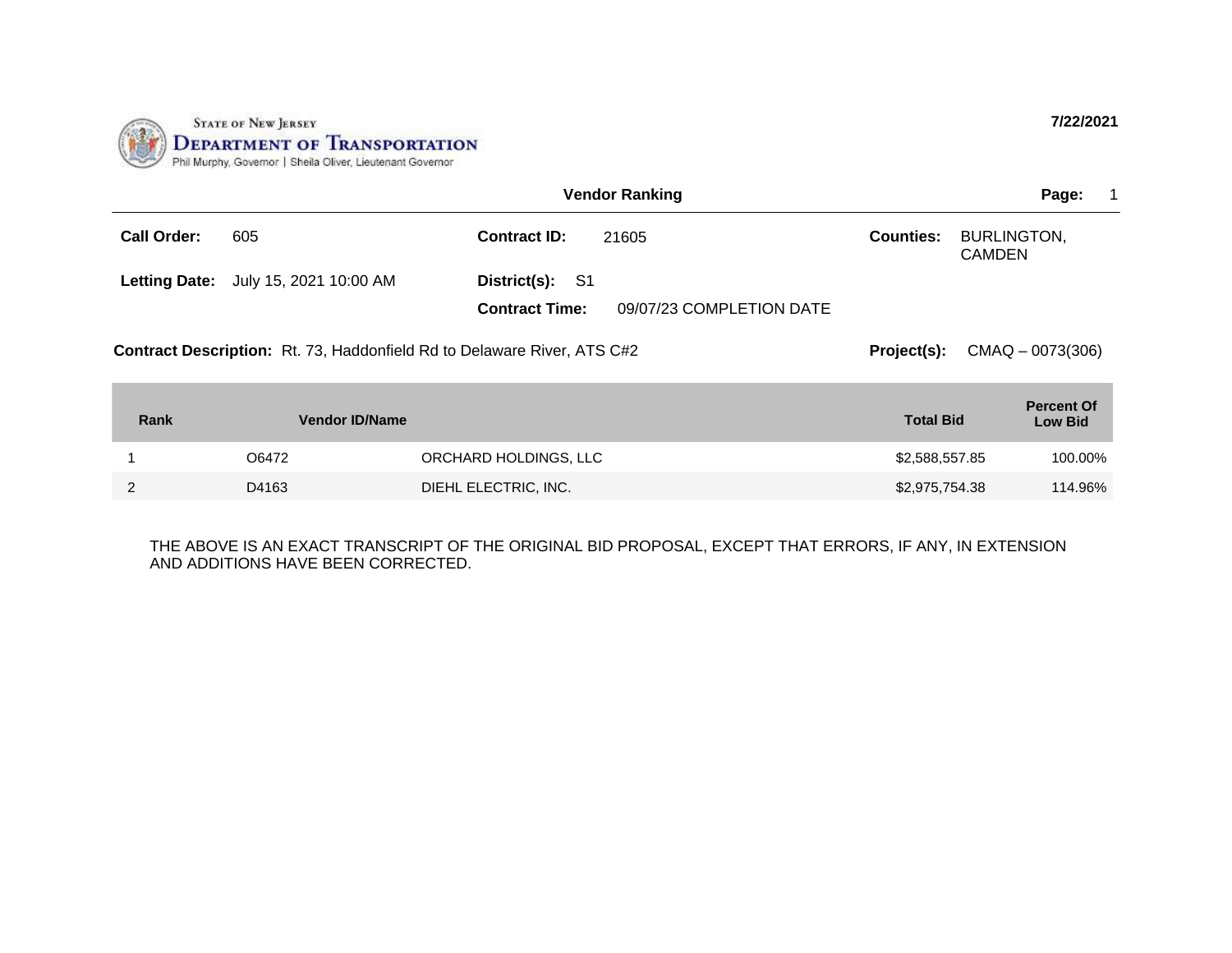STATE OF NEW JERSEY
**DEPARTMENT OF TRANSPORTATION**
Phil Murphy, Governor | Sheila Oliver, Lieutenant Governor

**7/22/2021**

## Vendor Ranking

**Call Order:** 605

**Contract ID:** 21605

**Counties:** BURLINGTON, CAMDEN

**Letting Date:** July 15, 2021 10:00 AM

**District(s):** S1

**Contract Time:** 09/07/23 COMPLETION DATE

**Contract Description:** Rt. 73, Haddonfield Rd to Delaware River, ATS C#2

**Project(s):** CMAQ – 0073(306)

| Rank | Vendor ID/Name | | Total Bid | Percent Of Low Bid |
|---|---|---|---|---|
| 1 | O6472 | ORCHARD HOLDINGS, LLC | $2,588,557.85 | 100.00% |
| 2 | D4163 | DIEHL ELECTRIC, INC. | $2,975,754.38 | 114.96% |

THE ABOVE IS AN EXACT TRANSCRIPT OF THE ORIGINAL BID PROPOSAL, EXCEPT THAT ERRORS, IF ANY, IN EXTENSION AND ADDITIONS HAVE BEEN CORRECTED.